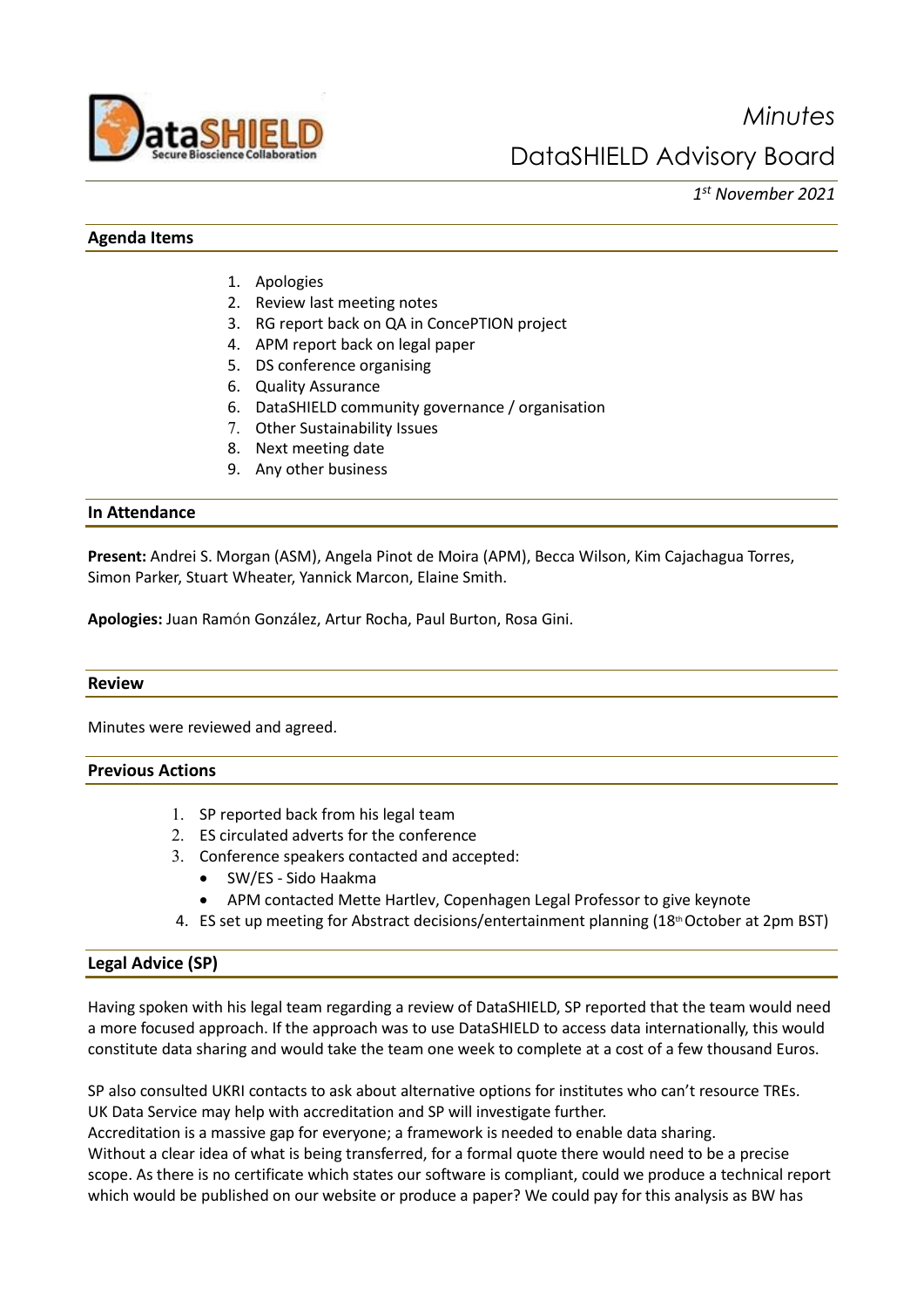*Minutes*

# DataSHIELD Advisory Board

*1st November 2021*

## Agenda Items

1. Apologies
2. Review last meeting notes
3. RG report back on QA in ConcePTION project
4. APM report back on legal paper
5. DS conference organising
6. Quality Assurance
6. DataSHIELD community governance / organisation
7. Other Sustainability Issues
8. Next meeting date
9. Any other business

## In Attendance

**Present:** Andrei S. Morgan (ASM), Angela Pinot de Moira (APM), Becca Wilson, Kim Cajachagua Torres, Simon Parker, Stuart Wheater, Yannick Marcon, Elaine Smith.

**Apologies:** Juan Ramón González, Artur Rocha, Paul Burton, Rosa Gini.

## Review

Minutes were reviewed and agreed.

## Previous Actions

1. SP reported back from his legal team
2. ES circulated adverts for the conference
3. Conference speakers contacted and accepted:
   - SW/ES - Sido Haakma
   - APM contacted Mette Hartlev, Copenhagen Legal Professor to give keynote
4. ES set up meeting for Abstract decisions/entertainment planning (18th October at 2pm BST)

## Legal Advice (SP)

Having spoken with his legal team regarding a review of DataSHIELD, SP reported that the team would need a more focused approach. If the approach was to use DataSHIELD to access data internationally, this would constitute data sharing and would take the team one week to complete at a cost of a few thousand Euros.

SP also consulted UKRI contacts to ask about alternative options for institutes who can't resource TREs. UK Data Service may help with accreditation and SP will investigate further.
Accreditation is a massive gap for everyone; a framework is needed to enable data sharing.
Without a clear idea of what is being transferred, for a formal quote there would need to be a precise scope. As there is no certificate which states our software is compliant, could we produce a technical report which would be published on our website or produce a paper? We could pay for this analysis as BW has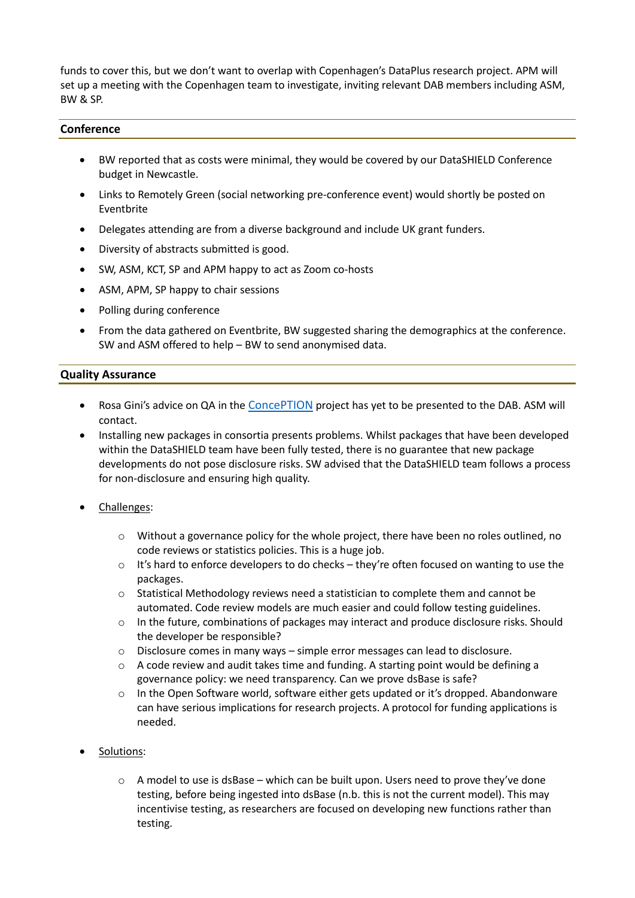funds to cover this, but we don't want to overlap with Copenhagen's DataPlus research project. APM will set up a meeting with the Copenhagen team to investigate, inviting relevant DAB members including ASM, BW & SP.

## Conference

- BW reported that as costs were minimal, they would be covered by our DataSHIELD Conference budget in Newcastle.
- Links to Remotely Green (social networking pre-conference event) would shortly be posted on Eventbrite
- Delegates attending are from a diverse background and include UK grant funders.
- Diversity of abstracts submitted is good.
- SW, ASM, KCT, SP and APM happy to act as Zoom co-hosts
- ASM, APM, SP happy to chair sessions
- Polling during conference
- From the data gathered on Eventbrite, BW suggested sharing the demographics at the conference. SW and ASM offered to help – BW to send anonymised data.

## Quality Assurance

- Rosa Gini's advice on QA in the ConcePTION project has yet to be presented to the DAB. ASM will contact.
- Installing new packages in consortia presents problems. Whilst packages that have been developed within the DataSHIELD team have been fully tested, there is no guarantee that new package developments do not pose disclosure risks. SW advised that the DataSHIELD team follows a process for non-disclosure and ensuring high quality.
- Challenges:
  - Without a governance policy for the whole project, there have been no roles outlined, no code reviews or statistics policies. This is a huge job.
  - It's hard to enforce developers to do checks – they're often focused on wanting to use the packages.
  - Statistical Methodology reviews need a statistician to complete them and cannot be automated. Code review models are much easier and could follow testing guidelines.
  - In the future, combinations of packages may interact and produce disclosure risks. Should the developer be responsible?
  - Disclosure comes in many ways – simple error messages can lead to disclosure.
  - A code review and audit takes time and funding. A starting point would be defining a governance policy: we need transparency. Can we prove dsBase is safe?
  - In the Open Software world, software either gets updated or it's dropped. Abandonware can have serious implications for research projects. A protocol for funding applications is needed.
- Solutions:
  - A model to use is dsBase – which can be built upon. Users need to prove they've done testing, before being ingested into dsBase (n.b. this is not the current model). This may incentivise testing, as researchers are focused on developing new functions rather than testing.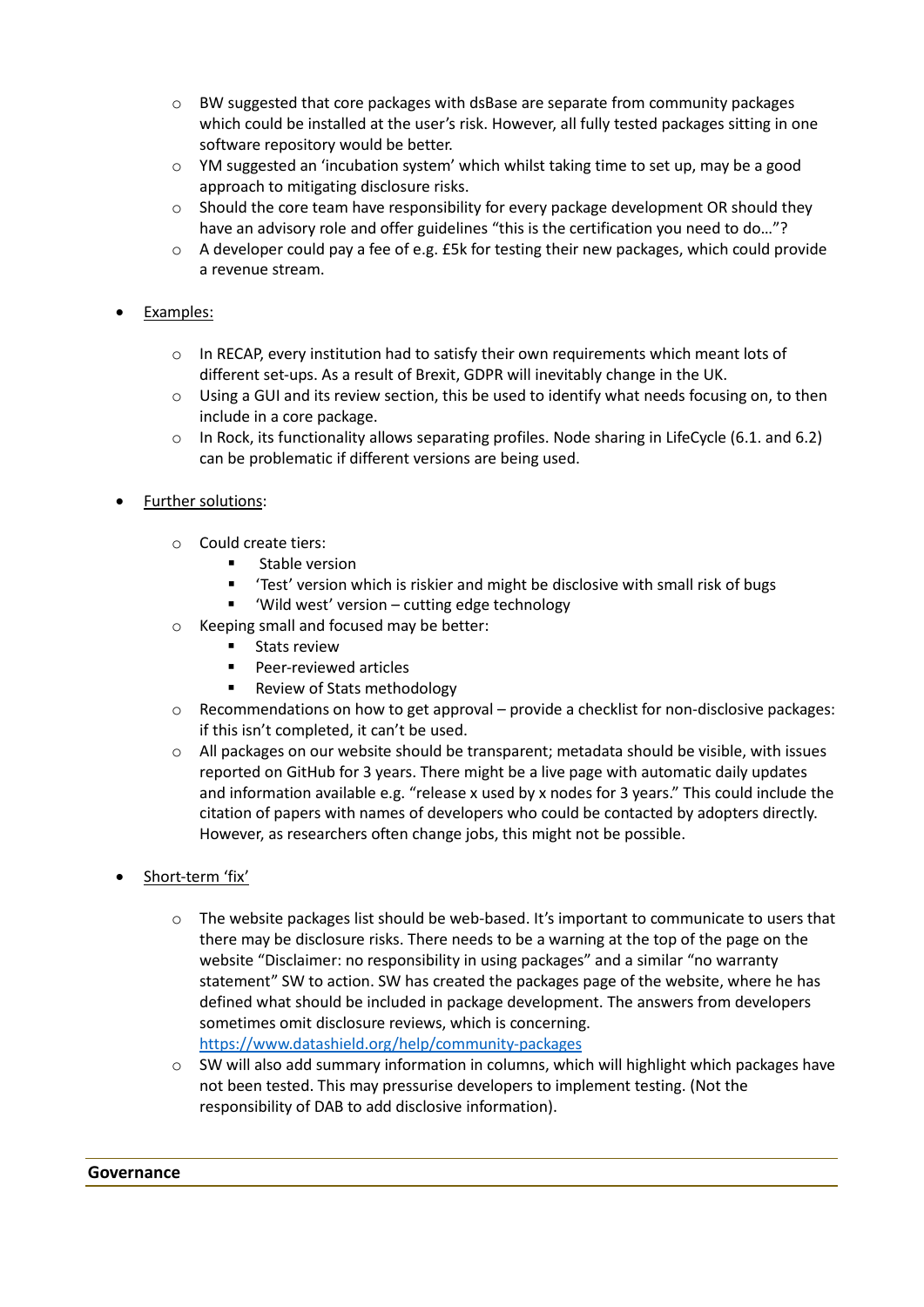- BW suggested that core packages with dsBase are separate from community packages which could be installed at the user's risk. However, all fully tested packages sitting in one software repository would be better.
- YM suggested an 'incubation system' which whilst taking time to set up, may be a good approach to mitigating disclosure risks.
- Should the core team have responsibility for every package development OR should they have an advisory role and offer guidelines "this is the certification you need to do…"?
- A developer could pay a fee of e.g. £5k for testing their new packages, which could provide a revenue stream.

- Examples:
  - In RECAP, every institution had to satisfy their own requirements which meant lots of different set-ups. As a result of Brexit, GDPR will inevitably change in the UK.
  - Using a GUI and its review section, this be used to identify what needs focusing on, to then include in a core package.
  - In Rock, its functionality allows separating profiles. Node sharing in LifeCycle (6.1. and 6.2) can be problematic if different versions are being used.

- Further solutions:
  - Could create tiers:
    - Stable version
    - 'Test' version which is riskier and might be disclosive with small risk of bugs
    - 'Wild west' version – cutting edge technology
  - Keeping small and focused may be better:
    - Stats review
    - Peer-reviewed articles
    - Review of Stats methodology
  - Recommendations on how to get approval – provide a checklist for non-disclosive packages: if this isn't completed, it can't be used.
  - All packages on our website should be transparent; metadata should be visible, with issues reported on GitHub for 3 years. There might be a live page with automatic daily updates and information available e.g. "release x used by x nodes for 3 years." This could include the citation of papers with names of developers who could be contacted by adopters directly. However, as researchers often change jobs, this might not be possible.

- Short-term 'fix'
  - The website packages list should be web-based. It's important to communicate to users that there may be disclosure risks. There needs to be a warning at the top of the page on the website "Disclaimer: no responsibility in using packages" and a similar "no warranty statement" SW to action. SW has created the packages page of the website, where he has defined what should be included in package development. The answers from developers sometimes omit disclosure reviews, which is concerning. https://www.datashield.org/help/community-packages
  - SW will also add summary information in columns, which will highlight which packages have not been tested. This may pressurise developers to implement testing. (Not the responsibility of DAB to add disclosive information).

## Governance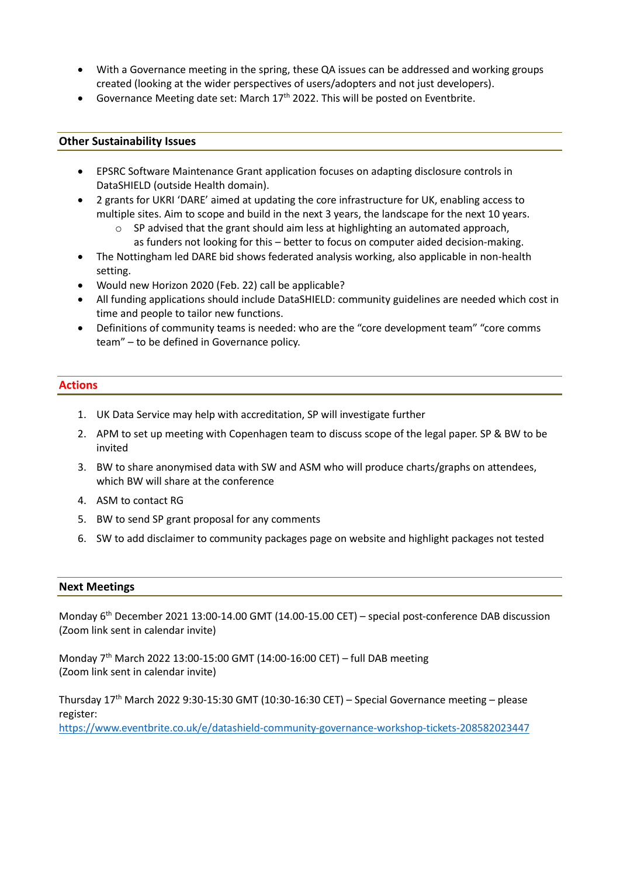- With a Governance meeting in the spring, these QA issues can be addressed and working groups created (looking at the wider perspectives of users/adopters and not just developers).
- Governance Meeting date set: March 17th 2022. This will be posted on Eventbrite.

## Other Sustainability Issues

- EPSRC Software Maintenance Grant application focuses on adapting disclosure controls in DataSHIELD (outside Health domain).
- 2 grants for UKRI 'DARE' aimed at updating the core infrastructure for UK, enabling access to multiple sites. Aim to scope and build in the next 3 years, the landscape for the next 10 years.
  - SP advised that the grant should aim less at highlighting an automated approach, as funders not looking for this – better to focus on computer aided decision-making.
- The Nottingham led DARE bid shows federated analysis working, also applicable in non-health setting.
- Would new Horizon 2020 (Feb. 22) call be applicable?
- All funding applications should include DataSHIELD: community guidelines are needed which cost in time and people to tailor new functions.
- Definitions of community teams is needed: who are the "core development team" "core comms team" – to be defined in Governance policy.

## Actions

1. UK Data Service may help with accreditation, SP will investigate further
2. APM to set up meeting with Copenhagen team to discuss scope of the legal paper. SP & BW to be invited
3. BW to share anonymised data with SW and ASM who will produce charts/graphs on attendees, which BW will share at the conference
4. ASM to contact RG
5. BW to send SP grant proposal for any comments
6. SW to add disclaimer to community packages page on website and highlight packages not tested

## Next Meetings

Monday 6th December 2021 13:00-14.00 GMT (14.00-15.00 CET) – special post-conference DAB discussion (Zoom link sent in calendar invite)

Monday 7th March 2022 13:00-15:00 GMT (14:00-16:00 CET) – full DAB meeting (Zoom link sent in calendar invite)

Thursday 17th March 2022 9:30-15:30 GMT (10:30-16:30 CET) – Special Governance meeting – please register:
https://www.eventbrite.co.uk/e/datashield-community-governance-workshop-tickets-208582023447